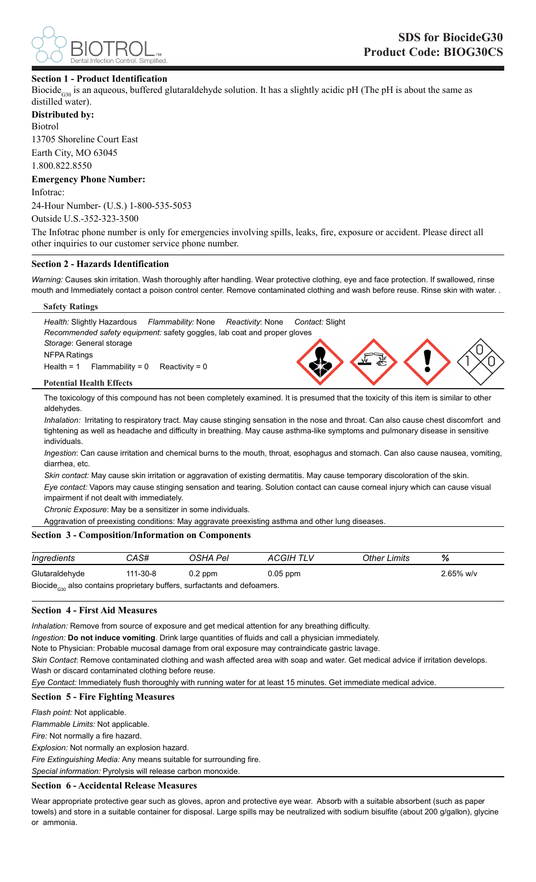# SDS for BiocideG30
**Product Code: BIOG30CS**

## Section 1 - Product Identification

Biocide$_{G30}$ is an aqueous, buffered glutaraldehyde solution. It has a slightly acidic pH (The pH is about the same as distilled water).

**Distributed by:**

Biotrol
13705 Shoreline Court East
Earth City, MO 63045
1.800.822.8550

**Emergency Phone Number:**

Infotrac:
24-Hour Number- (U.S.) 1-800-535-5053
Outside U.S.-352-323-3500

The Infotrac phone number is only for emergencies involving spills, leaks, fire, exposure or accident. Please direct all other inquiries to our customer service phone number.

## Section 2 - Hazards Identification

*Warning:* Causes skin irritation. Wash thoroughly after handling. Wear protective clothing, eye and face protection. If swallowed, rinse mouth and Immediately contact a poison control center. Remove contaminated clothing and wash before reuse. Rinse skin with water. .

**Safety Ratings**

*Health:* Slightly Hazardous *Flammability:* None *Reactivity*: None *Contact:* Slight
*Recommended safety equipment:* safety goggles, lab coat and proper gloves
*Storage*: General storage
NFPA Ratings
Health = 1 Flammability = 0 Reactivity = 0

**Potential Health Effects**

The toxicology of this compound has not been completely examined. It is presumed that the toxicity of this item is similar to other aldehydes.

*Inhalation:* Irritating to respiratory tract. May cause stinging sensation in the nose and throat. Can also cause chest discomfort and tightening as well as headache and difficulty in breathing. May cause asthma-like symptoms and pulmonary disease in sensitive individuals.

*Ingestion*: Can cause irritation and chemical burns to the mouth, throat, esophagus and stomach. Can also cause nausea, vomiting, diarrhea, etc.

*Skin contact:* May cause skin irritation or aggravation of existing dermatitis. May cause temporary discoloration of the skin.

*Eye contact:* Vapors may cause stinging sensation and tearing. Solution contact can cause corneal injury which can cause visual impairment if not dealt with immediately.

*Chronic Exposure*: May be a sensitizer in some individuals.

Aggravation of preexisting conditions: May aggravate preexisting asthma and other lung diseases.

## Section 3 - Composition/Information on Components

| *Ingredients* | *CAS#* | *OSHA Pel* | *ACGIH TLV* | *Other Limits* | *%* |
|---|---|---|---|---|---|
| Glutaraldehyde | 111-30-8 | 0.2 ppm | 0.05 ppm | | 2.65% w/v |

Biocide$_{G30}$ also contains proprietary buffers, surfactants and defoamers.

## Section 4 - First Aid Measures

*Inhalation:* Remove from source of exposure and get medical attention for any breathing difficulty.

*Ingestion:* **Do not induce vomiting**. Drink large quantities of fluids and call a physician immediately.

Note to Physician: Probable mucosal damage from oral exposure may contraindicate gastric lavage.

*Skin Contact*: Remove contaminated clothing and wash affected area with soap and water. Get medical advice if irritation develops. Wash or discard contaminated clothing before reuse.

*Eye Contact:* Immediately flush thoroughly with running water for at least 15 minutes. Get immediate medical advice.

## Section 5 - Fire Fighting Measures

*Flash point:* Not applicable.
*Flammable Limits:* Not applicable.
*Fire:* Not normally a fire hazard.
*Explosion:* Not normally an explosion hazard.
*Fire Extinguishing Media:* Any means suitable for surrounding fire.
*Special information:* Pyrolysis will release carbon monoxide.

## Section 6 - Accidental Release Measures

Wear appropriate protective gear such as gloves, apron and protective eye wear. Absorb with a suitable absorbent (such as paper towels) and store in a suitable container for disposal. Large spills may be neutralized with sodium bisulfite (about 200 g/gallon), glycine or ammonia.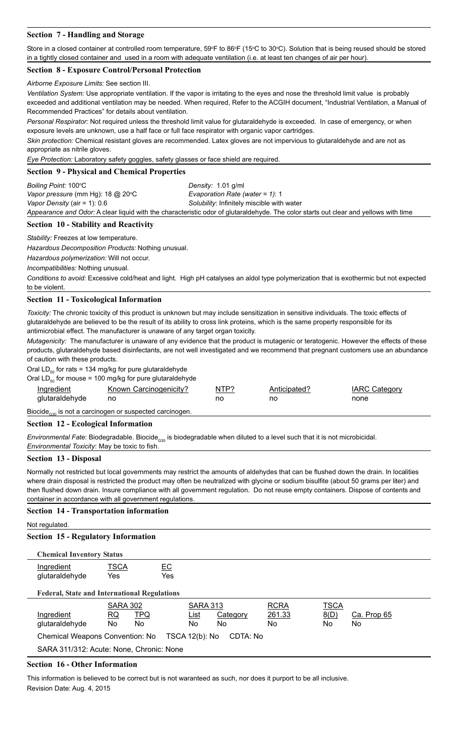## Section 7 - Handling and Storage

Store in a closed container at controlled room temperature, 59°F to 86°F (15°C to 30°C). Solution that is being reused should be stored in a tightly closed container and used in a room with adequate ventilation (i.e. at least ten changes of air per hour).

## Section 8 - Exposure Control/Personal Protection

*Airborne Exposure Limits:* See section III.

*Ventilation System:* Use appropriate ventilation. If the vapor is irritating to the eyes and nose the threshold limit value is probably exceeded and additional ventilation may be needed. When required, Refer to the ACGIH document, "Industrial Ventilation, a Manual of Recommended Practices" for details about ventilation.

*Personal Respirator:* Not required unless the threshold limit value for glutaraldehyde is exceeded. In case of emergency, or when exposure levels are unknown, use a half face or full face respirator with organic vapor cartridges.

*Skin protection:* Chemical resistant gloves are recommended. Latex gloves are not impervious to glutaraldehyde and are not as appropriate as nitrile gloves.

*Eye Protection:* Laboratory safety goggles, safety glasses or face shield are required.

## Section 9 - Physical and Chemical Properties

*Boiling Point:* 100°C

*Density:* 1.01 g/ml

*Vapor pressure* (mm Hg): 18 @ 20°C

*Evaporation Rate (water = 1):* 1

*Vapor Density* (air = 1): 0.6

*Solubility*: Infinitely miscible with water

*Appearance and Odor:* A clear liquid with the characteristic odor of glutaraldehyde. The color starts out clear and yellows with time

## Section 10 - Stability and Reactivity

*Stability:* Freezes at low temperature.

*Hazardous Decomposition Products:* Nothing unusual.

*Hazardous polymerization:* Will not occur.

*Incompatibilities:* Nothing unusual.

*Conditions to avoid:* Excessive cold/heat and light. High pH catalyses an aldol type polymerization that is exothermic but not expected to be violent.

## Section 11 - Toxicological Information

*Toxicity:* The chronic toxicity of this product is unknown but may include sensitization in sensitive individuals. The toxic effects of glutaraldehyde are believed to be the result of its ability to cross link proteins, which is the same property responsible for its antimicrobial effect. The manufacturer is unaware of any target organ toxicity.

*Mutagenicity:* The manufacturer is unaware of any evidence that the product is mutagenic or teratogenic. However the effects of these products, glutaraldehyde based disinfectants, are not well investigated and we recommend that pregnant customers use an abundance of caution with these products.

Oral $LD_{50}$ for rats = 134 mg/kg for pure glutaraldehyde

Oral $LD_{50}$ for mouse = 100 mg/kg for pure glutaraldehyde

| Ingredient | Known Carcinogenicity? | NTP? | Anticipated? | IARC Category |
|---|---|---|---|---|
| glutaraldehyde | no | no | no | none |

$Biocide_{G30}$ is not a carcinogen or suspected carcinogen.

## Section 12 - Ecological Information

*Environmental Fate*: Biodegradable. $Biocide_{G30}$ is biodegradable when diluted to a level such that it is not microbicidal.

*Environmental Toxicity*: May be toxic to fish.

## Section 13 - Disposal

Normally not restricted but local governments may restrict the amounts of aldehydes that can be flushed down the drain. In localities where drain disposal is restricted the product may often be neutralized with glycine or sodium bisulfite (about 50 grams per liter) and then flushed down drain. Insure compliance with all government regulation. Do not reuse empty containers. Dispose of contents and container in accordance with all government regulations.

## Section 14 - Transportation information

Not regulated.

## Section 15 - Regulatory Information

**Chemical Inventory Status**

| Ingredient | TSCA | EC |
|---|---|---|
| glutaraldehyde | Yes | Yes |

**Federal, State and International Regulations**

| | SARA 302 | | SARA 313 | | RCRA | TSCA | |
|---|---|---|---|---|---|---|---|
| Ingredient | RQ | TPQ | List | Category | 261.33 | 8(D) | Ca. Prop 65 |
| glutaraldehyde | No | No | No | No | No | No | No |

Chemical Weapons Convention: No TSCA 12(b): No CDTA: No

SARA 311/312: Acute: None, Chronic: None

## Section 16 - Other Information

This information is believed to be correct but is not waranteed as such, nor does it purport to be all inclusive.

Revision Date: Aug. 4, 2015